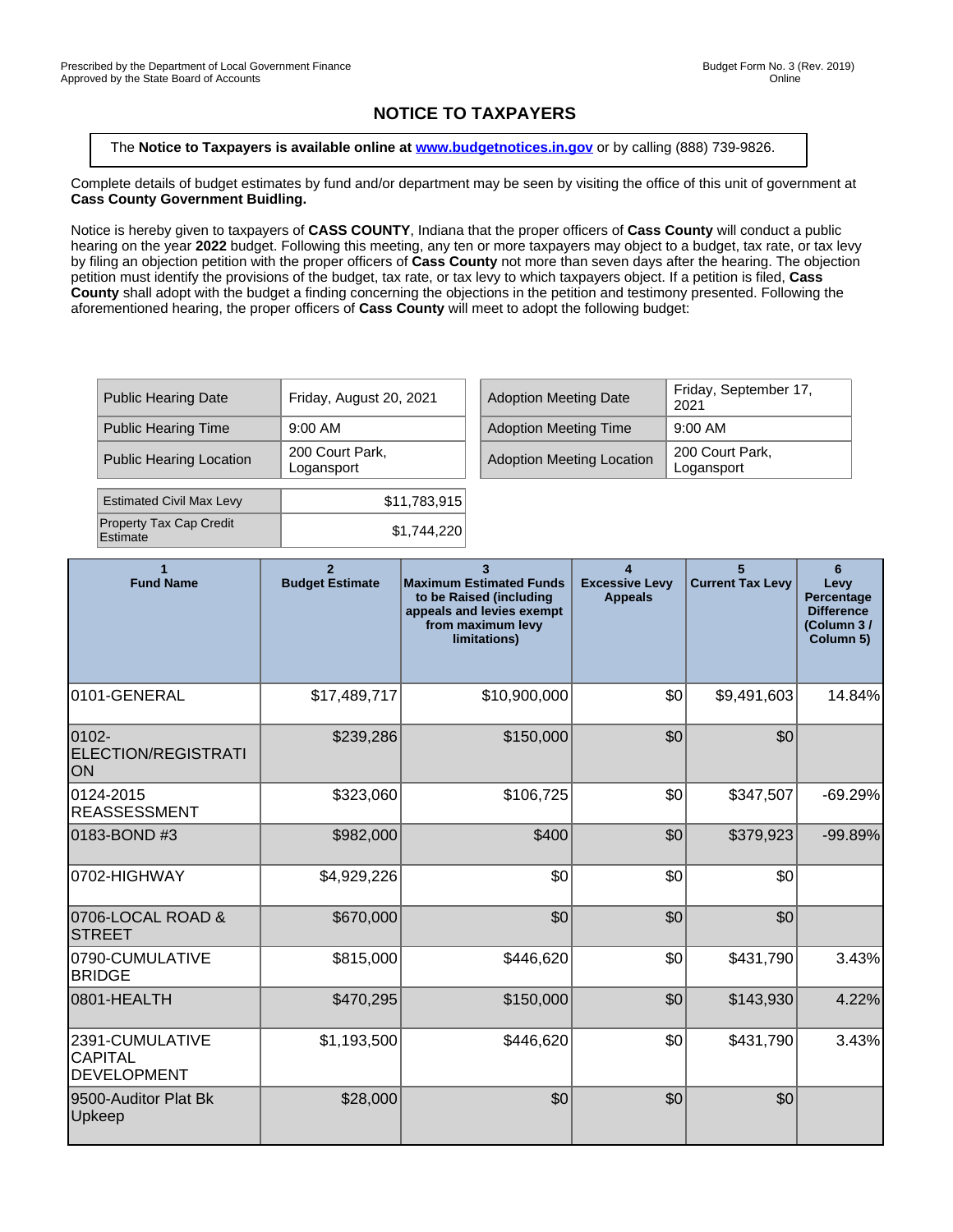Prescribed by the Department of Local Government Finance
Approved by the State Board of Accounts

Budget Form No. 3 (Rev. 2019)
Online

# NOTICE TO TAXPAYERS

The **Notice to Taxpayers is available online at www.budgetnotices.in.gov** or by calling (888) 739-9826.

Complete details of budget estimates by fund and/or department may be seen by visiting the office of this unit of government at **Cass County Government Buidling.**

Notice is hereby given to taxpayers of **CASS COUNTY**, Indiana that the proper officers of **Cass County** will conduct a public hearing on the year **2022** budget. Following this meeting, any ten or more taxpayers may object to a budget, tax rate, or tax levy by filing an objection petition with the proper officers of **Cass County** not more than seven days after the hearing. The objection petition must identify the provisions of the budget, tax rate, or tax levy to which taxpayers object. If a petition is filed, **Cass County** shall adopt with the budget a finding concerning the objections in the petition and testimony presented. Following the aforementioned hearing, the proper officers of **Cass County** will meet to adopt the following budget:

| | |
|---|---|
| Public Hearing Date | Friday, August 20, 2021 |
| Public Hearing Time | 9:00 AM |
| Public Hearing Location | 200 Court Park, Logansport |
| Estimated Civil Max Levy | $11,783,915 |
| Property Tax Cap Credit Estimate | $1,744,220 |

| | |
|---|---|
| Adoption Meeting Date | Friday, September 17, 2021 |
| Adoption Meeting Time | 9:00 AM |
| Adoption Meeting Location | 200 Court Park, Logansport |

| 1 Fund Name | 2 Budget Estimate | 3 Maximum Estimated Funds to be Raised (including appeals and levies exempt from maximum levy limitations) | 4 Excessive Levy Appeals | 5 Current Tax Levy | 6 Levy Percentage Difference (Column 3 / Column 5) |
|---|---|---|---|---|---|
| 0101-GENERAL | $17,489,717 | $10,900,000 | $0 | $9,491,603 | 14.84% |
| 0102-ELECTION/REGISTRATION | $239,286 | $150,000 | $0 | $0 | |
| 0124-2015 REASSESSMENT | $323,060 | $106,725 | $0 | $347,507 | -69.29% |
| 0183-BOND #3 | $982,000 | $400 | $0 | $379,923 | -99.89% |
| 0702-HIGHWAY | $4,929,226 | $0 | $0 | $0 | |
| 0706-LOCAL ROAD & STREET | $670,000 | $0 | $0 | $0 | |
| 0790-CUMULATIVE BRIDGE | $815,000 | $446,620 | $0 | $431,790 | 3.43% |
| 0801-HEALTH | $470,295 | $150,000 | $0 | $143,930 | 4.22% |
| 2391-CUMULATIVE CAPITAL DEVELOPMENT | $1,193,500 | $446,620 | $0 | $431,790 | 3.43% |
| 9500-Auditor Plat Bk Upkeep | $28,000 | $0 | $0 | $0 | |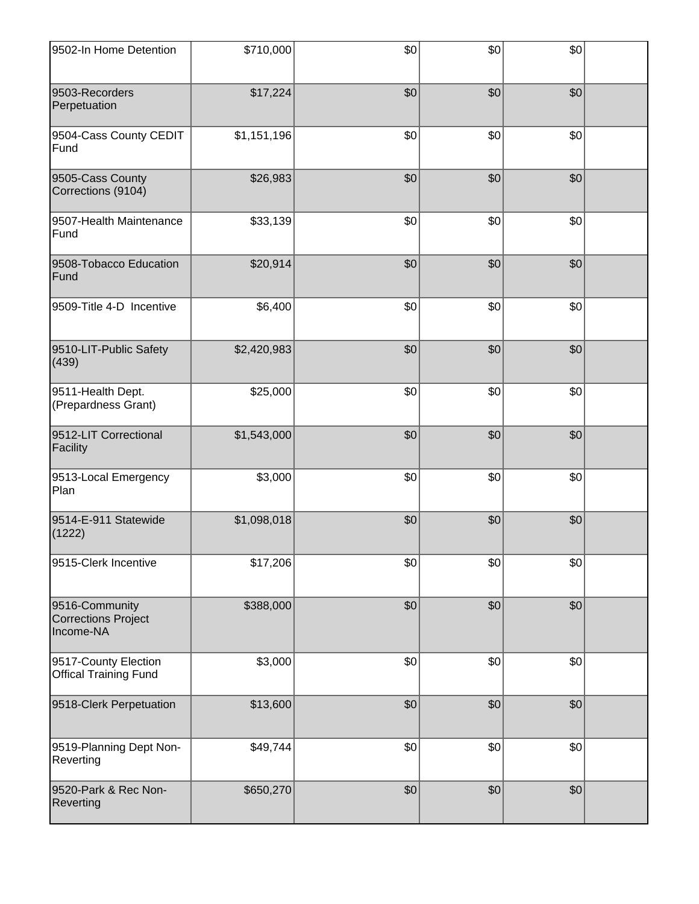| | | | | | |
|---|---|---|---|---|---|
| 9502-In Home Detention | $710,000 | $0 | $0 | $0 | |
| 9503-Recorders Perpetuation | $17,224 | $0 | $0 | $0 | |
| 9504-Cass County CEDIT Fund | $1,151,196 | $0 | $0 | $0 | |
| 9505-Cass County Corrections (9104) | $26,983 | $0 | $0 | $0 | |
| 9507-Health Maintenance Fund | $33,139 | $0 | $0 | $0 | |
| 9508-Tobacco Education Fund | $20,914 | $0 | $0 | $0 | |
| 9509-Title 4-D Incentive | $6,400 | $0 | $0 | $0 | |
| 9510-LIT-Public Safety (439) | $2,420,983 | $0 | $0 | $0 | |
| 9511-Health Dept. (Prepardness Grant) | $25,000 | $0 | $0 | $0 | |
| 9512-LIT Correctional Facility | $1,543,000 | $0 | $0 | $0 | |
| 9513-Local Emergency Plan | $3,000 | $0 | $0 | $0 | |
| 9514-E-911 Statewide (1222) | $1,098,018 | $0 | $0 | $0 | |
| 9515-Clerk Incentive | $17,206 | $0 | $0 | $0 | |
| 9516-Community Corrections Project Income-NA | $388,000 | $0 | $0 | $0 | |
| 9517-County Election Offical Training Fund | $3,000 | $0 | $0 | $0 | |
| 9518-Clerk Perpetuation | $13,600 | $0 | $0 | $0 | |
| 9519-Planning Dept Non-Reverting | $49,744 | $0 | $0 | $0 | |
| 9520-Park & Rec Non-Reverting | $650,270 | $0 | $0 | $0 | |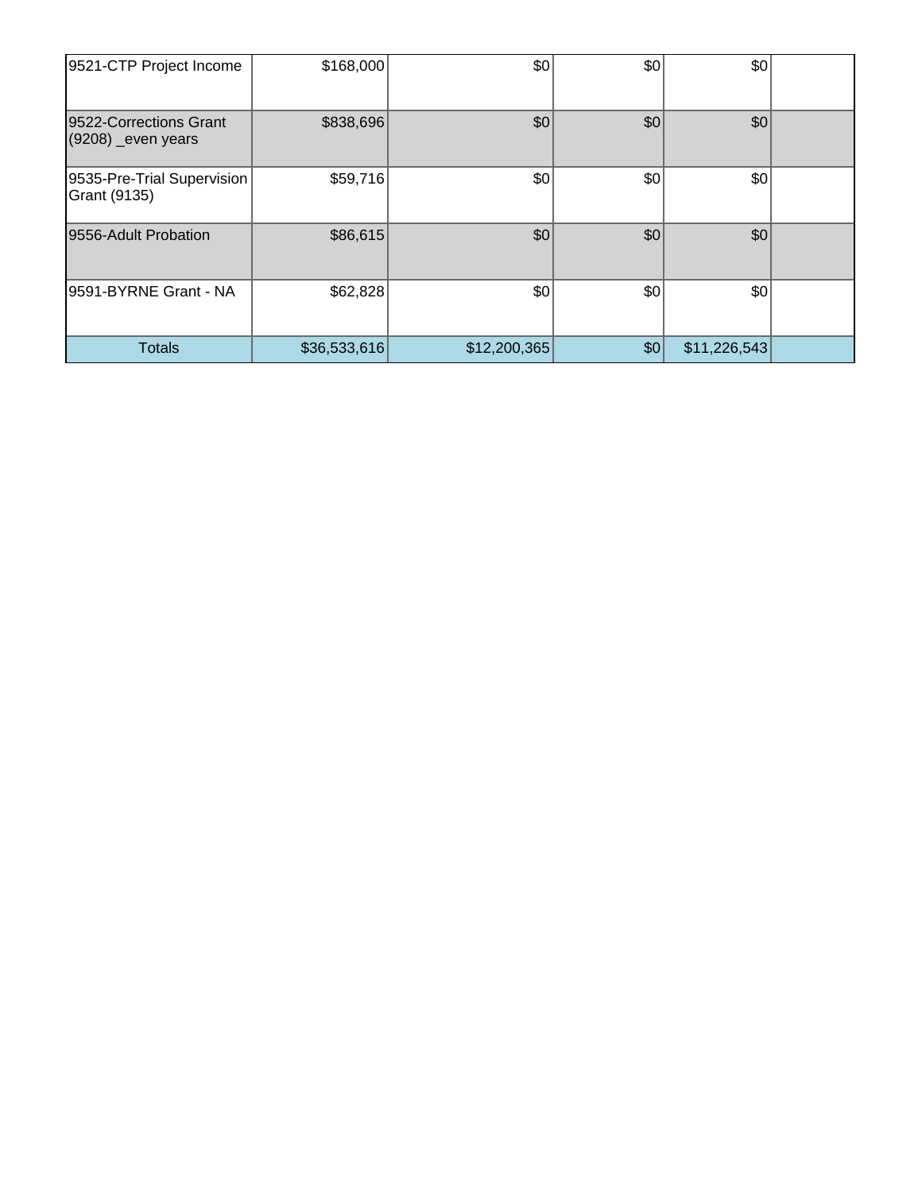| | | | | | |
|---|---|---|---|---|---|
| 9521-CTP Project Income | $168,000 | $0 | $0 | $0 | |
| 9522-Corrections Grant (9208) _even years | $838,696 | $0 | $0 | $0 | |
| 9535-Pre-Trial Supervision Grant (9135) | $59,716 | $0 | $0 | $0 | |
| 9556-Adult Probation | $86,615 | $0 | $0 | $0 | |
| 9591-BYRNE Grant - NA | $62,828 | $0 | $0 | $0 | |
| Totals | $36,533,616 | $12,200,365 | $0 | $11,226,543 | |